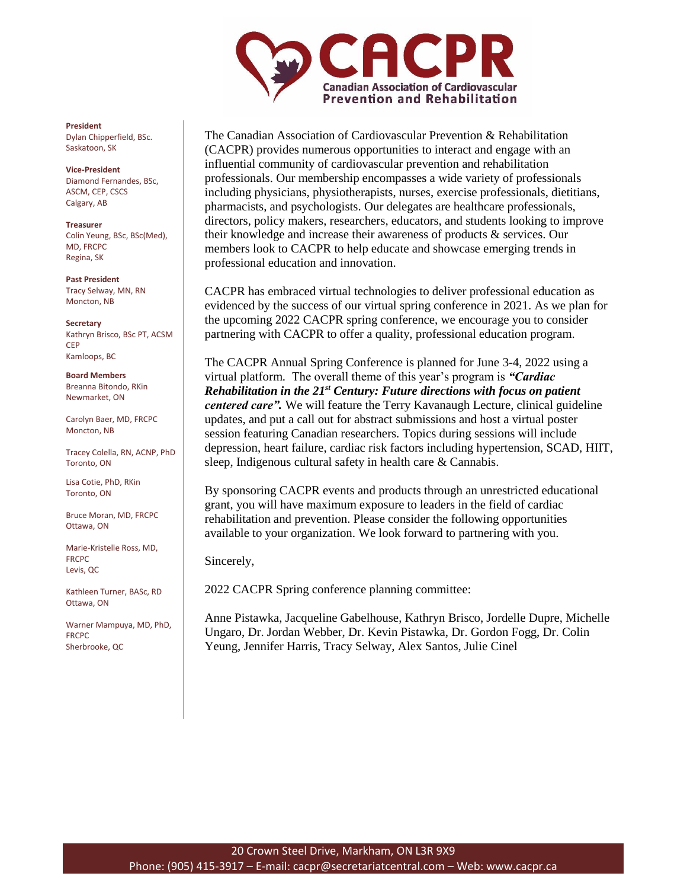# CACPR

**Canadian Association of Cardiovascular Prevention and Rehabilitation**

**President**
Dylan Chipperfield, BSc.
Saskatoon, SK

**Vice-President**
Diamond Fernandes, BSc, ASCM, CEP, CSCS
Calgary, AB

**Treasurer**
Colin Yeung, BSc, BSc(Med), MD, FRCPC
Regina, SK

**Past President**
Tracy Selway, MN, RN
Moncton, NB

**Secretary**
Kathryn Brisco, BSc PT, ACSM CEP
Kamloops, BC

**Board Members**
Breanna Bitondo, RKin
Newmarket, ON

Carolyn Baer, MD, FRCPC
Moncton, NB

Tracey Colella, RN, ACNP, PhD
Toronto, ON

Lisa Cotie, PhD, RKin
Toronto, ON

Bruce Moran, MD, FRCPC
Ottawa, ON

Marie-Kristelle Ross, MD, FRCPC
Levis, QC

Kathleen Turner, BASc, RD
Ottawa, ON

Warner Mampuya, MD, PhD, FRCPC
Sherbrooke, QC

The Canadian Association of Cardiovascular Prevention & Rehabilitation (CACPR) provides numerous opportunities to interact and engage with an influential community of cardiovascular prevention and rehabilitation professionals. Our membership encompasses a wide variety of professionals including physicians, physiotherapists, nurses, exercise professionals, dietitians, pharmacists, and psychologists. Our delegates are healthcare professionals, directors, policy makers, researchers, educators, and students looking to improve their knowledge and increase their awareness of products & services. Our members look to CACPR to help educate and showcase emerging trends in professional education and innovation.

CACPR has embraced virtual technologies to deliver professional education as evidenced by the success of our virtual spring conference in 2021. As we plan for the upcoming 2022 CACPR spring conference, we encourage you to consider partnering with CACPR to offer a quality, professional education program.

The CACPR Annual Spring Conference is planned for June 3-4, 2022 using a virtual platform. The overall theme of this year's program is ***"Cardiac Rehabilitation in the 21st Century: Future directions with focus on patient centered care".*** We will feature the Terry Kavanaugh Lecture, clinical guideline updates, and put a call out for abstract submissions and host a virtual poster session featuring Canadian researchers. Topics during sessions will include depression, heart failure, cardiac risk factors including hypertension, SCAD, HIIT, sleep, Indigenous cultural safety in health care & Cannabis.

By sponsoring CACPR events and products through an unrestricted educational grant, you will have maximum exposure to leaders in the field of cardiac rehabilitation and prevention. Please consider the following opportunities available to your organization. We look forward to partnering with you.

Sincerely,

2022 CACPR Spring conference planning committee:

Anne Pistawka, Jacqueline Gabelhouse, Kathryn Brisco, Jordelle Dupre, Michelle Ungaro, Dr. Jordan Webber, Dr. Kevin Pistawka, Dr. Gordon Fogg, Dr. Colin Yeung, Jennifer Harris, Tracy Selway, Alex Santos, Julie Cinel

20 Crown Steel Drive, Markham, ON L3R 9X9
Phone: (905) 415-3917 – E-mail: cacpr@secretariatcentral.com – Web: www.cacpr.ca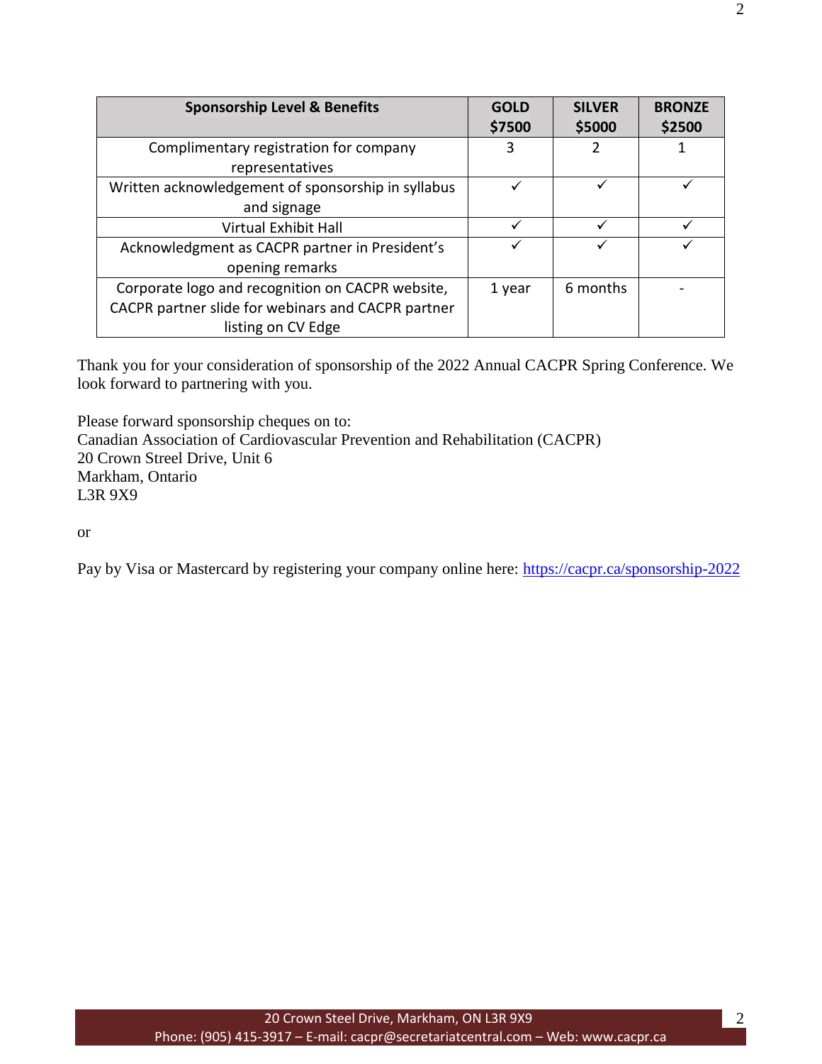| Sponsorship Level & Benefits | GOLD $7500 | SILVER $5000 | BRONZE $2500 |
|---|---|---|---|
| Complimentary registration for company representatives | 3 | 2 | 1 |
| Written acknowledgement of sponsorship in syllabus and signage | ✓ | ✓ | ✓ |
| Virtual Exhibit Hall | ✓ | ✓ | ✓ |
| Acknowledgment as CACPR partner in President's opening remarks | ✓ | ✓ | ✓ |
| Corporate logo and recognition on CACPR website, CACPR partner slide for webinars and CACPR partner listing on CV Edge | 1 year | 6 months | - |

Thank you for your consideration of sponsorship of the 2022 Annual CACPR Spring Conference. We look forward to partnering with you.

Please forward sponsorship cheques on to:
Canadian Association of Cardiovascular Prevention and Rehabilitation (CACPR)
20 Crown Streel Drive, Unit 6
Markham, Ontario
L3R 9X9

or

Pay by Visa or Mastercard by registering your company online here: https://cacpr.ca/sponsorship-2022

20 Crown Steel Drive, Markham, ON L3R 9X9
Phone: (905) 415-3917 – E-mail: cacpr@secretariatcentral.com – Web: www.cacpr.ca